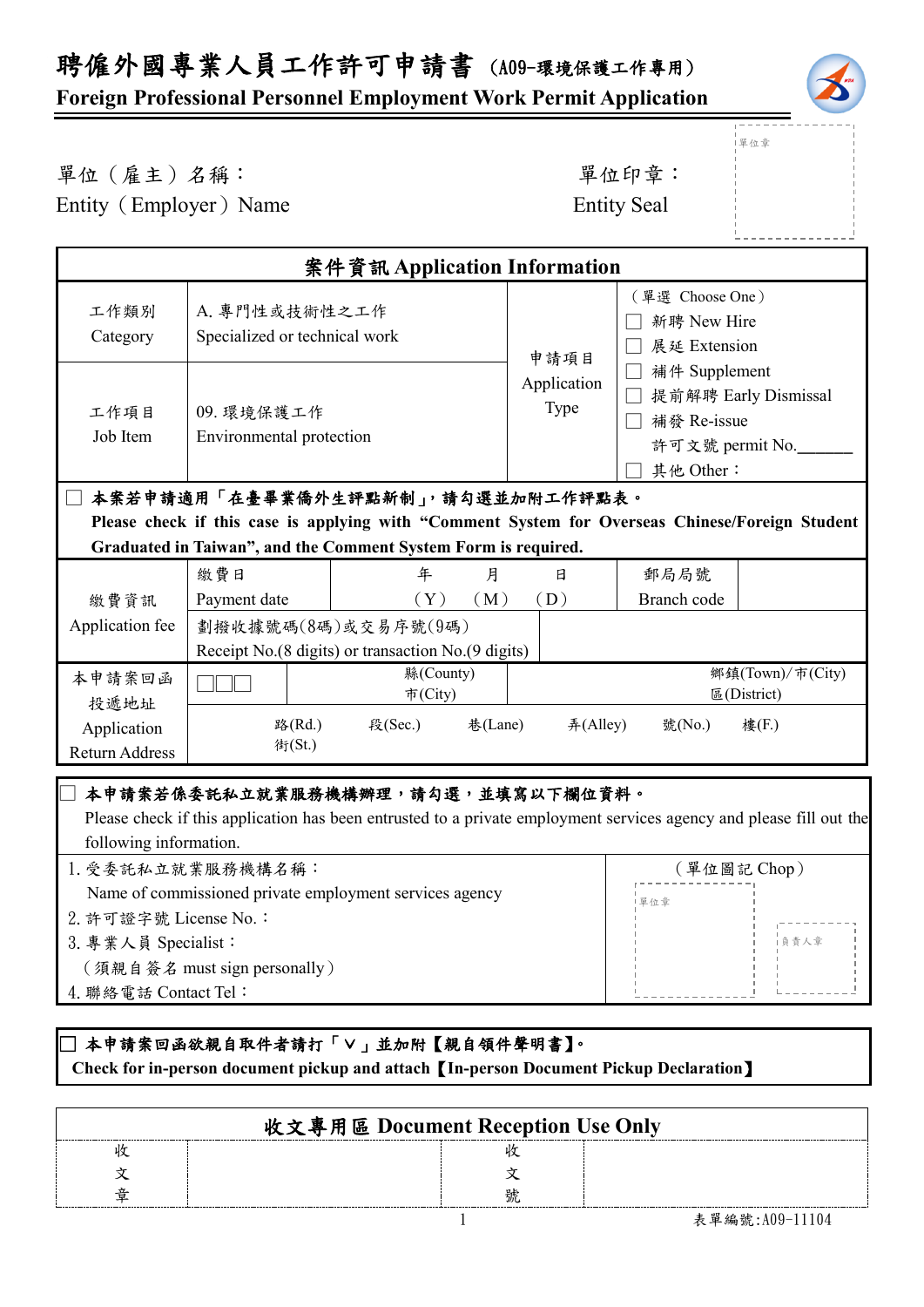# 聘僱外國專業人員工作許可申請書 (A09-環境保護工作專用)

**Foreign Professional Personnel Employment Work Permit Application**

單位（雇主）名稱：
Entity（Employer）Name

單位印章：
Entity Seal

單位章

| 案件資訊 Application Information | | | |
|---|---|---|---|
| 工作類別 Category | A. 專門性或技術性之工作 Specialized or technical work | 申請項目 Application Type | （單選 Choose One）<br>☐ 新聘 New Hire<br>☐ 展延 Extension<br>☐ 補件 Supplement<br>☐ 提前解聘 Early Dismissal<br>☐ 補發 Re-issue<br>許可文號 permit No.______<br>☐ 其他 Other： |
| 工作項目 Job Item | 09. 環境保護工作 Environmental protection | | |

☐ **本案若申請適用「在臺畢業僑外生評點新制」，請勾選並加附工作評點表。**
**Please check if this case is applying with "Comment System for Overseas Chinese/Foreign Student Graduated in Taiwan", and the Comment System Form is required.**

| 繳費資訊 Application fee | 繳費日 Payment date | 年(Y) 月(M) 日(D) | 郵局局號 Branch code | |
|---|---|---|---|---|
| | 劃撥收據號碼(8碼)或交易序號(9碼) Receipt No.(8 digits) or transaction No.(9 digits) | | | |

| 本申請案回函投遞地址 Application Return Address | ☐☐☐ | 縣(County) 市(City) | 鄉鎮(Town)/市(City) 區(District) |
|---|---|---|---|
| | 路(Rd.) 街(St.) 段(Sec.) 巷(Lane) 弄(Alley) 號(No.) 樓(F.) | | |

☐ **本申請案若係委託私立就業服務機構辦理，請勾選，並填寫以下欄位資料。**
Please check if this application has been entrusted to a private employment services agency and please fill out the following information.

1. 受委託私立就業服務機構名稱：
   Name of commissioned private employment services agency
2. 許可證字號 License No.：
3. 專業人員 Specialist：
   （須親自簽名 must sign personally）
4. 聯絡電話 Contact Tel：

（單位圖記 Chop）
單位章　負責人章

☐ **本申請案回函欲親自取件者請打「V」並加附【親自領件聲明書】。**
**Check for in-person document pickup and attach【In-person Document Pickup Declaration】**

| 收文專用區 Document Reception Use Only | | | |
|---|---|---|---|
| 收文章 | | 收文號 | |

表單編號:A09-11104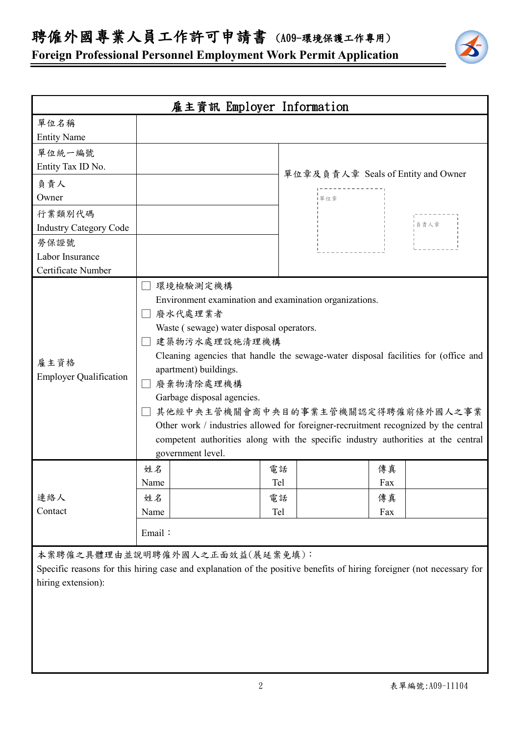# 聘僱外國專業人員工作許可申請書 (A09-環境保護工作專用)

**Foreign Professional Personnel Employment Work Permit Application**

| 雇主資訊 Employer Information | | | | | | |
|---|---|---|---|---|---|---|
| 單位名稱<br>Entity Name | | | | | | |
| 單位統一編號<br>Entity Tax ID No. | | | 單位章及負責人章 Seals of Entity and Owner<br>單位章 負責人章 | | | |
| 負責人<br>Owner | | | | | | |
| 行業類別代碼<br>Industry Category Code | | | | | | |
| 勞保證號<br>Labor Insurance Certificate Number | | | | | | |
| 雇主資格<br>Employer Qualification | ☐ 環境檢驗測定機構<br>Environment examination and examination organizations.<br>☐ 廢水代處理業者<br>Waste ( sewage) water disposal operators.<br>☐ 建築物污水處理設施清理機構<br>Cleaning agencies that handle the sewage-water disposal facilities for (office and apartment) buildings.<br>☐ 廢棄物清除處理機構<br>Garbage disposal agencies.<br>☐ 其他經中央主管機關會商中央目的事業主管機關認定得聘僱前條外國人之事業<br>Other work / industries allowed for foreigner-recruitment recognized by the central competent authorities along with the specific industry authorities at the central government level. | | | | | |
| 連絡人<br>Contact | 姓名<br>Name | | 電話<br>Tel | | 傳真<br>Fax | |
| | 姓名<br>Name | | 電話<br>Tel | | 傳真<br>Fax | |
| | Email： | | | | | |

本案聘僱之具體理由並說明聘僱外國人之正面效益(展延案免填)：
Specific reasons for this hiring case and explanation of the positive benefits of hiring foreigner (not necessary for hiring extension):

表單編號:A09-11104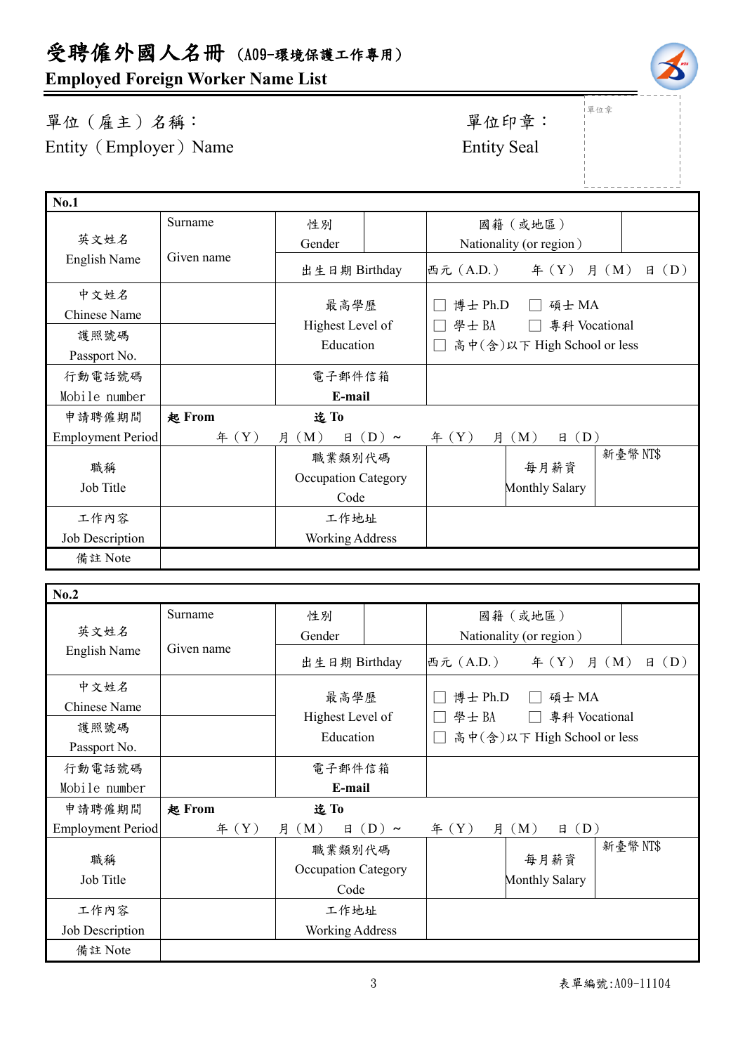# 受聘僱外國人名冊 （A09-環境保護工作專用）

## Employed Foreign Worker Name List

單位（雇主）名稱：
Entity（Employer）Name

單位印章：
Entity Seal

單位章

| No.1 | | | | | |
|---|---|---|---|---|---|
| 英文姓名 English Name | Surname<br>Given name | 性別 Gender | | 國籍（或地區） Nationality (or region) | |
| | | 出生日期 Birthday | 西元（A.D.） 年（Y） 月（M） 日（D） | | |
| 中文姓名 Chinese Name | | 最高學歷 Highest Level of Education | ☐ 博士 Ph.D ☐ 碩士 MA<br>☐ 學士 BA ☐ 專科 Vocational<br>☐ 高中(含)以下 High School or less | | |
| 護照號碼 Passport No. | | | | | |
| 行動電話號碼 Mobile number | | 電子郵件信箱 E-mail | | | |
| 申請聘僱期間 Employment Period | 起 From 年（Y） 月（M） 日（D）～ | 迄 To 年（Y） 月（M） 日（D） | | | |
| 職稱 Job Title | | 職業類別代碼 Occupation Category Code | | 每月薪資 Monthly Salary | 新臺幣 NT$ |
| 工作內容 Job Description | | 工作地址 Working Address | | | |
| 備註 Note | | | | | |

| No.2 | | | | | |
|---|---|---|---|---|---|
| 英文姓名 English Name | Surname<br>Given name | 性別 Gender | | 國籍（或地區） Nationality (or region) | |
| | | 出生日期 Birthday | 西元（A.D.） 年（Y） 月（M） 日（D） | | |
| 中文姓名 Chinese Name | | 最高學歷 Highest Level of Education | ☐ 博士 Ph.D ☐ 碩士 MA<br>☐ 學士 BA ☐ 專科 Vocational<br>☐ 高中(含)以下 High School or less | | |
| 護照號碼 Passport No. | | | | | |
| 行動電話號碼 Mobile number | | 電子郵件信箱 E-mail | | | |
| 申請聘僱期間 Employment Period | 起 From 年（Y） 月（M） 日（D）～ | 迄 To 年（Y） 月（M） 日（D） | | | |
| 職稱 Job Title | | 職業類別代碼 Occupation Category Code | | 每月薪資 Monthly Salary | 新臺幣 NT$ |
| 工作內容 Job Description | | 工作地址 Working Address | | | |
| 備註 Note | | | | | |

表單編號:A09-11104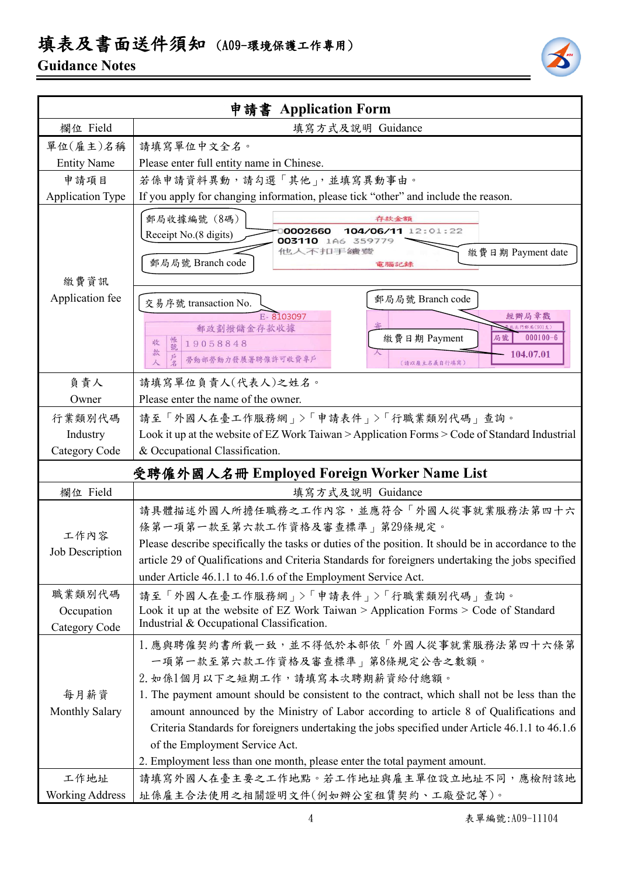# 填表及書面送件須知 (A09-環境保護工作專用)

## Guidance Notes

| 申請書 Application Form | |
|---|---|
| 欄位 Field | 填寫方式及說明 Guidance |
| 單位(雇主)名稱<br>Entity Name | 請填寫單位中文全名。<br>Please enter full entity name in Chinese. |
| 申請項目<br>Application Type | 若係申請資料異動，請勾選「其他」，並填寫異動事由。<br>If you apply for changing information, please tick "other" and include the reason. |
| 繳費資訊<br>Application fee | 郵局收據編號（8碼）Receipt No.(8 digits)；郵局局號 Branch code；繳費日期 Payment date<br>存款金額 00002660 104/06/11 12:01:22 003110 1A6 359779 他人不扣手續費 電腦記錄<br>交易序號 transaction No.；郵局局號 Branch code；繳費日期 Payment<br>E- 8103097 郵政劃撥儲金存款收據 收款人 帳號 19058848 戶名 勞動部勞動力發展署聘僱許可收費專戶<br>經辦局章戳 局號 000100-6 104.07.01 |
| 負責人<br>Owner | 請填寫單位負責人(代表人)之姓名。<br>Please enter the name of the owner. |
| 行業類別代碼<br>Industry Category Code | 請至「外國人在臺工作服務網」>「申請表件」>「行職業類別代碼」查詢。<br>Look it up at the website of EZ Work Taiwan > Application Forms > Code of Standard Industrial & Occupational Classification. |

| 受聘僱外國人名冊 Employed Foreign Worker Name List | |
|---|---|
| 欄位 Field | 填寫方式及說明 Guidance |
| 工作內容<br>Job Description | 請具體描述外國人所擔任職務之工作內容，並應符合「外國人從事就業服務法第四十六條第一項第一款至第六款工作資格及審查標準」第29條規定。<br>Please describe specifically the tasks or duties of the position. It should be in accordance to the article 29 of Qualifications and Criteria Standards for foreigners undertaking the jobs specified under Article 46.1.1 to 46.1.6 of the Employment Service Act. |
| 職業類別代碼<br>Occupation Category Code | 請至「外國人在臺工作服務網」>「申請表件」>「行職業類別代碼」查詢。<br>Look it up at the website of EZ Work Taiwan > Application Forms > Code of Standard Industrial & Occupational Classification. |
| 每月薪資<br>Monthly Salary | 1. 應與聘僱契約書所載一致，並不得低於本部依「外國人從事就業服務法第四十六條第一項第一款至第六款工作資格及審查標準」第8條規定公告之數額。<br>2. 如係1個月以下之短期工作，請填寫本次聘期薪資給付總額。<br>1. The payment amount should be consistent to the contract, which shall not be less than the amount announced by the Ministry of Labor according to article 8 of Qualifications and Criteria Standards for foreigners undertaking the jobs specified under Article 46.1.1 to 46.1.6 of the Employment Service Act.<br>2. Employment less than one month, please enter the total payment amount. |
| 工作地址<br>Working Address | 請填寫外國人在臺主要之工作地點。若工作地址與雇主單位設立地址不同，應檢附該地址係雇主合法使用之相關證明文件(例如辦公室租賃契約、工廠登記等)。 |

表單編號:A09-11104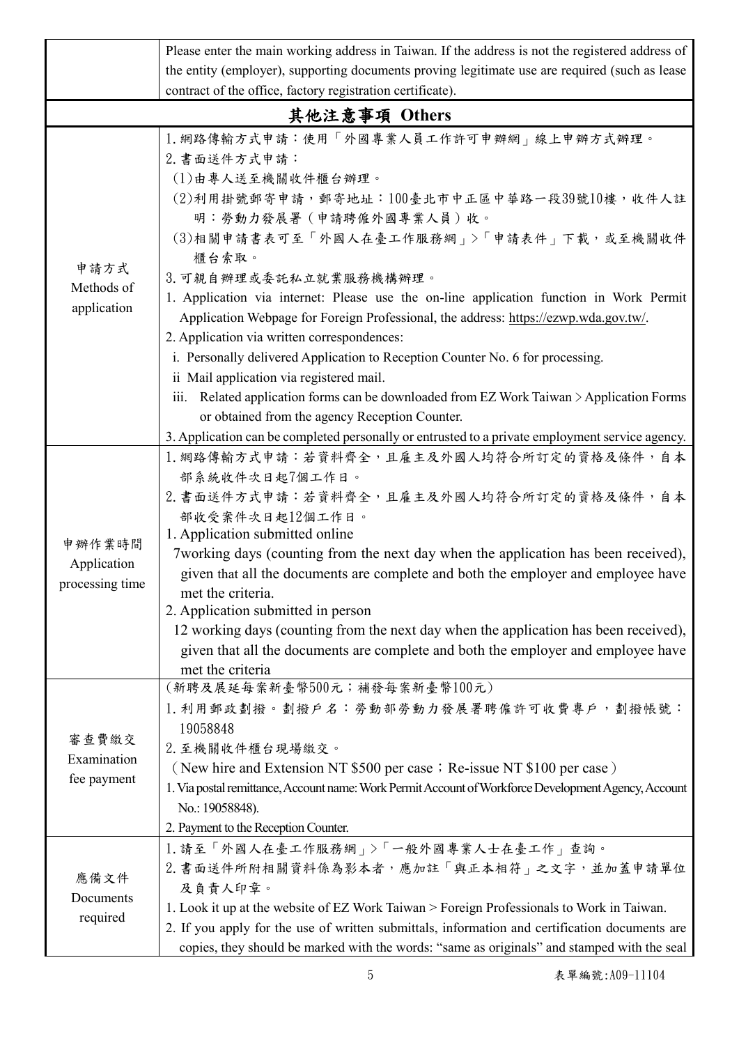| | |
|---|---|
| | Please enter the main working address in Taiwan. If the address is not the registered address of the entity (employer), supporting documents proving legitimate use are required (such as lease contract of the office, factory registration certificate). |
| **其他注意事項 Others** | |
| 申請方式<br>Methods of application | 1.網路傳輸方式申請：使用「外國專業人員工作許可申辦網」線上申辦方式辦理。<br>2.書面送件方式申請：<br>(1)由專人送至機關收件櫃台辦理。<br>(2)利用掛號郵寄申請，郵寄地址：100臺北市中正區中華路一段39號10樓，收件人註明：勞動力發展署（申請聘僱外國專業人員）收。<br>(3)相關申請書表可至「外國人在臺工作服務網」>「申請表件」下載，或至機關收件櫃台索取。<br>3.可親自辦理或委託私立就業服務機構辦理。<br>1. Application via internet: Please use the on-line application function in Work Permit Application Webpage for Foreign Professional, the address: https://ezwp.wda.gov.tw/.<br>2. Application via written correspondences:<br>i. Personally delivered Application to Reception Counter No. 6 for processing.<br>ii Mail application via registered mail.<br>iii. Related application forms can be downloaded from EZ Work Taiwan > Application Forms or obtained from the agency Reception Counter.<br>3. Application can be completed personally or entrusted to a private employment service agency. |
| 申辦作業時間<br>Application processing time | 1.網路傳輸方式申請：若資料齊全，且雇主及外國人均符合所訂定的資格及條件，自本部系統收件次日起7個工作日。<br>2.書面送件方式申請：若資料齊全，且雇主及外國人均符合所訂定的資格及條件，自本部收受案件次日起12個工作日。<br>1. Application submitted online<br>7working days (counting from the next day when the application has been received), given that all the documents are complete and both the employer and employee have met the criteria.<br>2. Application submitted in person<br>12 working days (counting from the next day when the application has been received), given that all the documents are complete and both the employer and employee have met the criteria |
| 審查費繳交<br>Examination fee payment | (新聘及展延每案新臺幣500元；補發每案新臺幣100元)<br>1.利用郵政劃撥。劃撥戶名：勞動部勞動力發展署聘僱許可收費專戶，劃撥帳號：19058848<br>2.至機關收件櫃台現場繳交。<br>（New hire and Extension NT $500 per case；Re-issue NT $100 per case）<br>1. Via postal remittance, Account name: Work Permit Account of Workforce Development Agency, Account No.: 19058848).<br>2. Payment to the Reception Counter. |
| 應備文件<br>Documents required | 1.請至「外國人在臺工作服務網」>「一般外國專業人士在臺工作」查詢。<br>2.書面送件所附相關資料係為影本者，應加註「與正本相符」之文字，並加蓋申請單位及負責人印章。<br>1. Look it up at the website of EZ Work Taiwan > Foreign Professionals to Work in Taiwan.<br>2. If you apply for the use of written submittals, information and certification documents are copies, they should be marked with the words: "same as originals" and stamped with the seal |

表單編號:A09-11104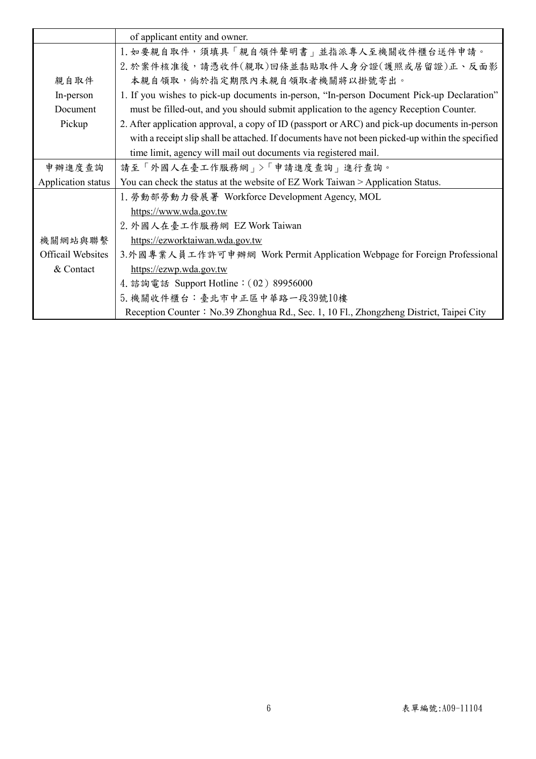| | |
|---|---|
| | of applicant entity and owner. |
| 親自取件<br>In-person Document Pickup | 1.如要親自取件，須填具「親自領件聲明書」並指派專人至機關收件櫃台送件申請。<br>2.於案件核准後，請憑收件(親取)回條並黏貼取件人身分證(護照或居留證)正、反面影本親自領取，倘於指定期限內未親自領取者機關將以掛號寄出。<br>1. If you wishes to pick-up documents in-person, "In-person Document Pick-up Declaration" must be filled-out, and you should submit application to the agency Reception Counter.<br>2. After application approval, a copy of ID (passport or ARC) and pick-up documents in-person with a receipt slip shall be attached. If documents have not been picked-up within the specified time limit, agency will mail out documents via registered mail. |
| 申辦進度查詢<br>Application status | 請至「外國人在臺工作服務網」>「申請進度查詢」進行查詢。<br>You can check the status at the website of EZ Work Taiwan > Application Status. |
| 機關網站與聯繫<br>Officail Websites & Contact | 1.勞動部勞動力發展署 Workforce Development Agency, MOL<br>https://www.wda.gov.tw<br>2.外國人在臺工作服務網 EZ Work Taiwan<br>https://ezworktaiwan.wda.gov.tw<br>3.外國專業人員工作許可申辦網 Work Permit Application Webpage for Foreign Professional<br>https://ezwp.wda.gov.tw<br>4.諮詢電話 Support Hotline：(02) 89956000<br>5.機關收件櫃台：臺北市中正區中華路一段39號10樓<br>Reception Counter：No.39 Zhonghua Rd., Sec. 1, 10 Fl., Zhongzheng District, Taipei City |

表單編號:A09-11104